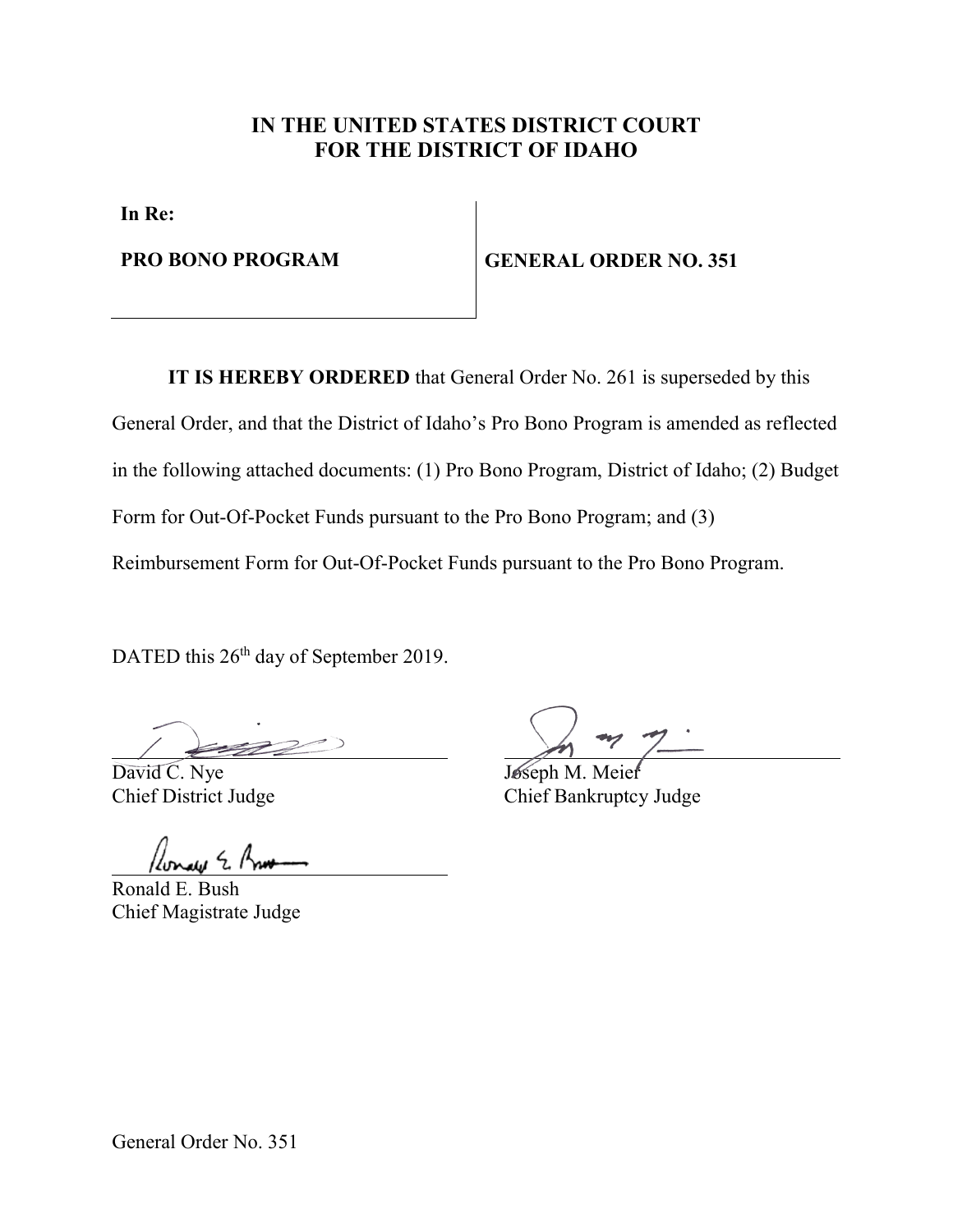# IN THE UNITED STATES DISTRICT COURT
# FOR THE DISTRICT OF IDAHO

**In Re:**

**PRO BONO PROGRAM**

**GENERAL ORDER NO. 351**

**IT IS HEREBY ORDERED** that General Order No. 261 is superseded by this General Order, and that the District of Idaho's Pro Bono Program is amended as reflected in the following attached documents: (1) Pro Bono Program, District of Idaho; (2) Budget Form for Out-Of-Pocket Funds pursuant to the Pro Bono Program; and (3) Reimbursement Form for Out-Of-Pocket Funds pursuant to the Pro Bono Program.

DATED this 26th day of September 2019.

David C. Nye
Chief District Judge

Joseph M. Meier
Chief Bankruptcy Judge

Ronald E. Bush
Chief Magistrate Judge

General Order No. 351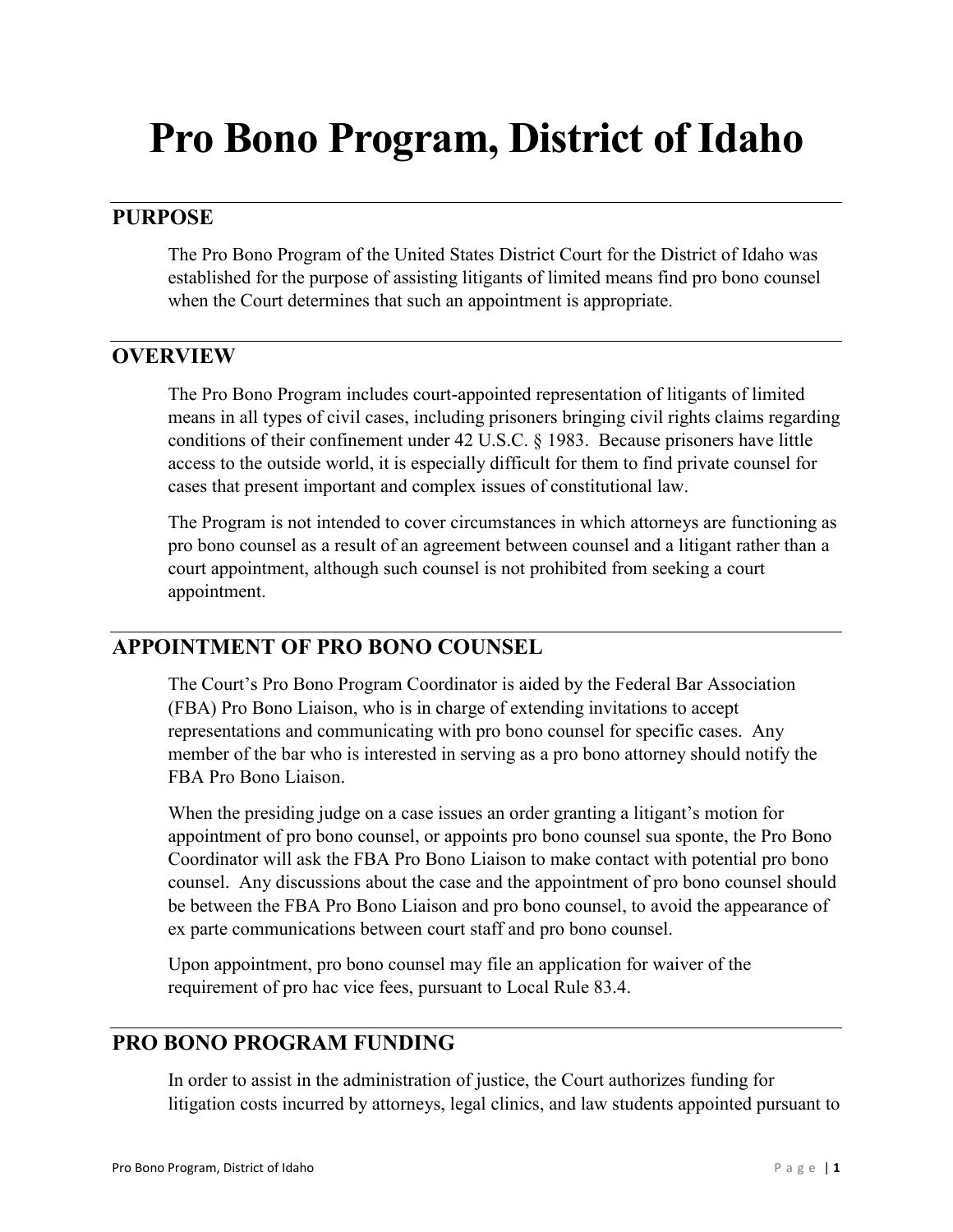# Pro Bono Program, District of Idaho

## PURPOSE

The Pro Bono Program of the United States District Court for the District of Idaho was established for the purpose of assisting litigants of limited means find pro bono counsel when the Court determines that such an appointment is appropriate.

## OVERVIEW

The Pro Bono Program includes court-appointed representation of litigants of limited means in all types of civil cases, including prisoners bringing civil rights claims regarding conditions of their confinement under 42 U.S.C. § 1983. Because prisoners have little access to the outside world, it is especially difficult for them to find private counsel for cases that present important and complex issues of constitutional law.

The Program is not intended to cover circumstances in which attorneys are functioning as pro bono counsel as a result of an agreement between counsel and a litigant rather than a court appointment, although such counsel is not prohibited from seeking a court appointment.

## APPOINTMENT OF PRO BONO COUNSEL

The Court's Pro Bono Program Coordinator is aided by the Federal Bar Association (FBA) Pro Bono Liaison, who is in charge of extending invitations to accept representations and communicating with pro bono counsel for specific cases. Any member of the bar who is interested in serving as a pro bono attorney should notify the FBA Pro Bono Liaison.

When the presiding judge on a case issues an order granting a litigant's motion for appointment of pro bono counsel, or appoints pro bono counsel sua sponte, the Pro Bono Coordinator will ask the FBA Pro Bono Liaison to make contact with potential pro bono counsel. Any discussions about the case and the appointment of pro bono counsel should be between the FBA Pro Bono Liaison and pro bono counsel, to avoid the appearance of ex parte communications between court staff and pro bono counsel.

Upon appointment, pro bono counsel may file an application for waiver of the requirement of pro hac vice fees, pursuant to Local Rule 83.4.

## PRO BONO PROGRAM FUNDING

In order to assist in the administration of justice, the Court authorizes funding for litigation costs incurred by attorneys, legal clinics, and law students appointed pursuant to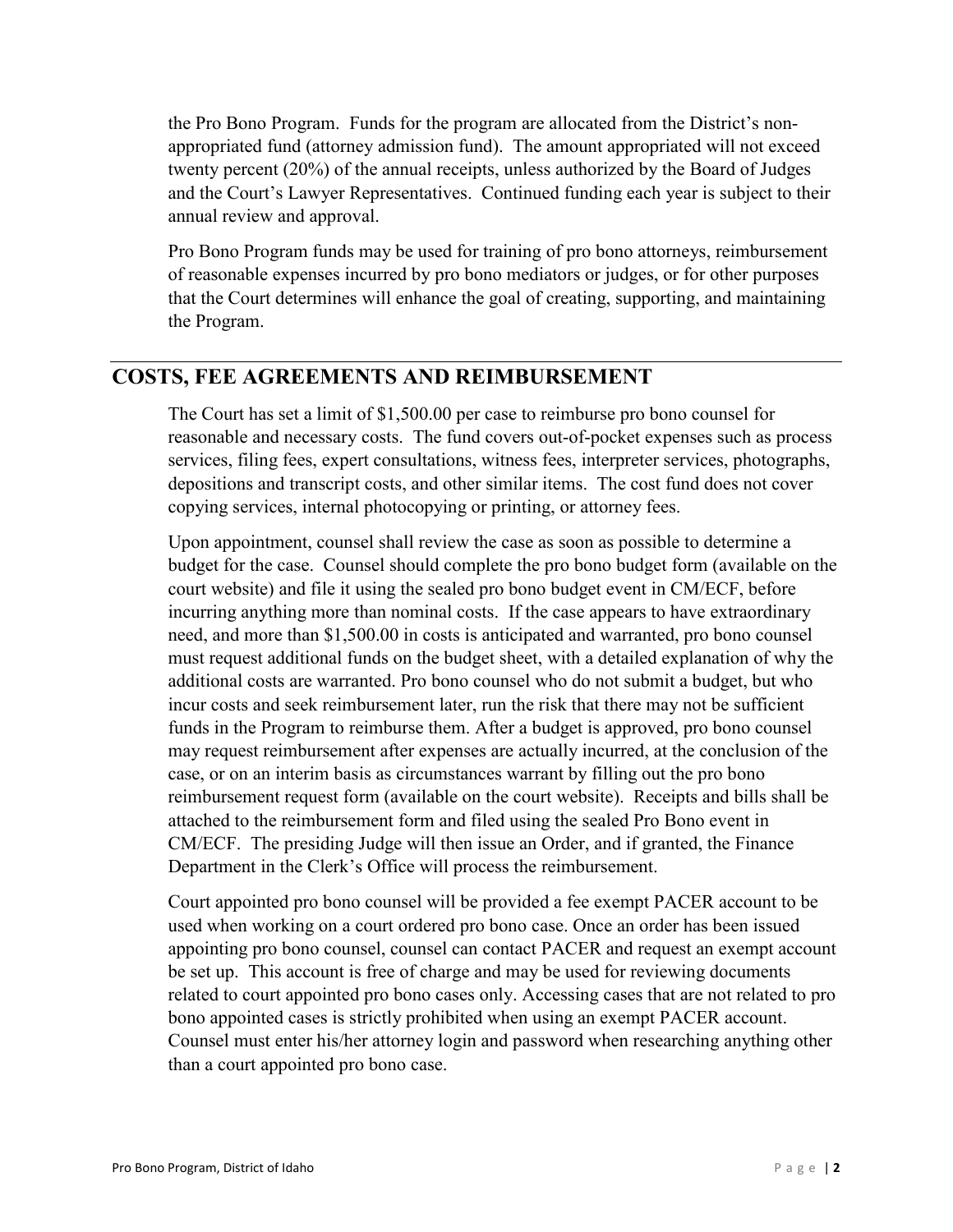the Pro Bono Program. Funds for the program are allocated from the District's non-appropriated fund (attorney admission fund). The amount appropriated will not exceed twenty percent (20%) of the annual receipts, unless authorized by the Board of Judges and the Court's Lawyer Representatives. Continued funding each year is subject to their annual review and approval.

Pro Bono Program funds may be used for training of pro bono attorneys, reimbursement of reasonable expenses incurred by pro bono mediators or judges, or for other purposes that the Court determines will enhance the goal of creating, supporting, and maintaining the Program.

## COSTS, FEE AGREEMENTS AND REIMBURSEMENT

The Court has set a limit of $1,500.00 per case to reimburse pro bono counsel for reasonable and necessary costs. The fund covers out-of-pocket expenses such as process services, filing fees, expert consultations, witness fees, interpreter services, photographs, depositions and transcript costs, and other similar items. The cost fund does not cover copying services, internal photocopying or printing, or attorney fees.

Upon appointment, counsel shall review the case as soon as possible to determine a budget for the case. Counsel should complete the pro bono budget form (available on the court website) and file it using the sealed pro bono budget event in CM/ECF, before incurring anything more than nominal costs. If the case appears to have extraordinary need, and more than $1,500.00 in costs is anticipated and warranted, pro bono counsel must request additional funds on the budget sheet, with a detailed explanation of why the additional costs are warranted. Pro bono counsel who do not submit a budget, but who incur costs and seek reimbursement later, run the risk that there may not be sufficient funds in the Program to reimburse them. After a budget is approved, pro bono counsel may request reimbursement after expenses are actually incurred, at the conclusion of the case, or on an interim basis as circumstances warrant by filling out the pro bono reimbursement request form (available on the court website). Receipts and bills shall be attached to the reimbursement form and filed using the sealed Pro Bono event in CM/ECF. The presiding Judge will then issue an Order, and if granted, the Finance Department in the Clerk's Office will process the reimbursement.

Court appointed pro bono counsel will be provided a fee exempt PACER account to be used when working on a court ordered pro bono case. Once an order has been issued appointing pro bono counsel, counsel can contact PACER and request an exempt account be set up. This account is free of charge and may be used for reviewing documents related to court appointed pro bono cases only. Accessing cases that are not related to pro bono appointed cases is strictly prohibited when using an exempt PACER account. Counsel must enter his/her attorney login and password when researching anything other than a court appointed pro bono case.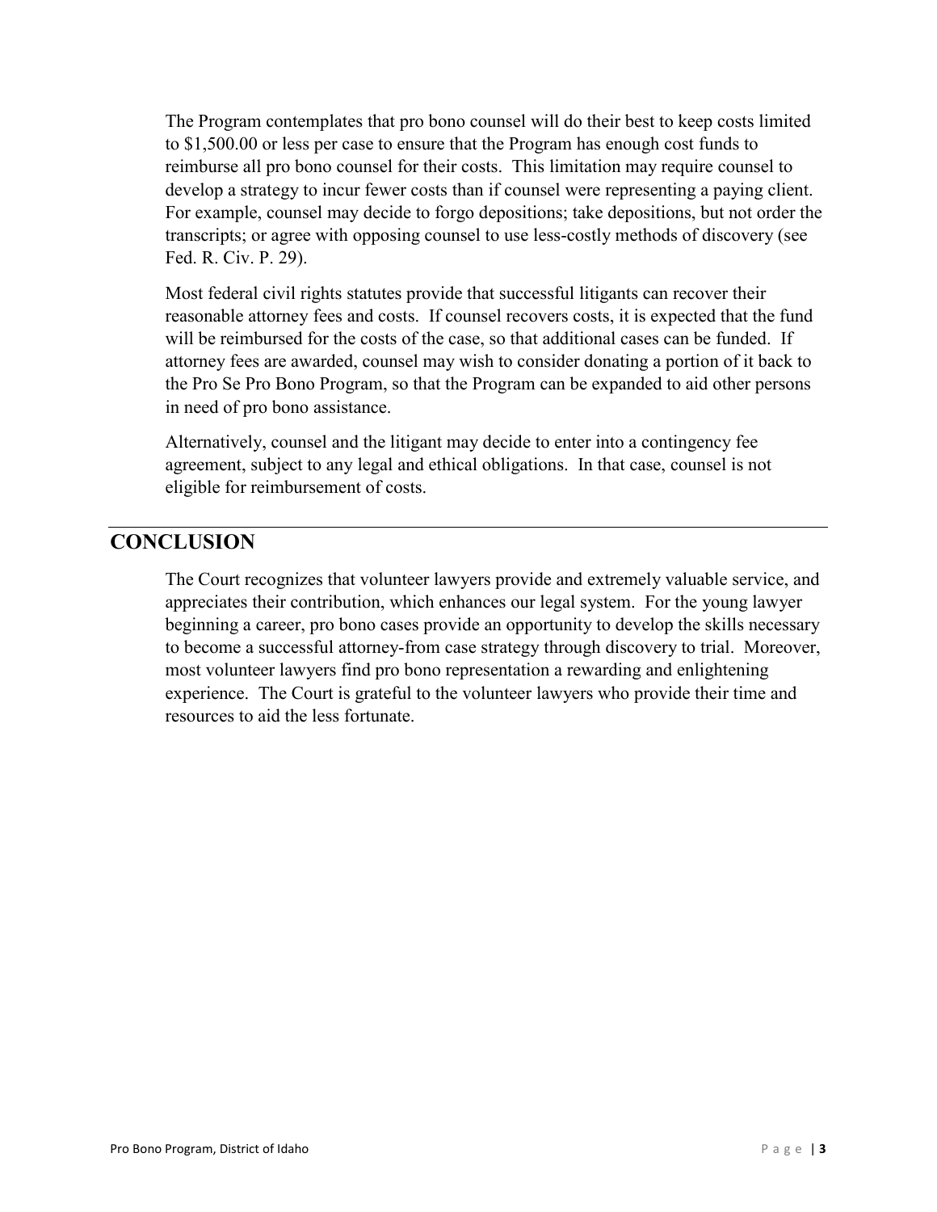The Program contemplates that pro bono counsel will do their best to keep costs limited to $1,500.00 or less per case to ensure that the Program has enough cost funds to reimburse all pro bono counsel for their costs. This limitation may require counsel to develop a strategy to incur fewer costs than if counsel were representing a paying client. For example, counsel may decide to forgo depositions; take depositions, but not order the transcripts; or agree with opposing counsel to use less-costly methods of discovery (see Fed. R. Civ. P. 29).

Most federal civil rights statutes provide that successful litigants can recover their reasonable attorney fees and costs. If counsel recovers costs, it is expected that the fund will be reimbursed for the costs of the case, so that additional cases can be funded. If attorney fees are awarded, counsel may wish to consider donating a portion of it back to the Pro Se Pro Bono Program, so that the Program can be expanded to aid other persons in need of pro bono assistance.

Alternatively, counsel and the litigant may decide to enter into a contingency fee agreement, subject to any legal and ethical obligations. In that case, counsel is not eligible for reimbursement of costs.

## CONCLUSION

The Court recognizes that volunteer lawyers provide and extremely valuable service, and appreciates their contribution, which enhances our legal system. For the young lawyer beginning a career, pro bono cases provide an opportunity to develop the skills necessary to become a successful attorney-from case strategy through discovery to trial. Moreover, most volunteer lawyers find pro bono representation a rewarding and enlightening experience. The Court is grateful to the volunteer lawyers who provide their time and resources to aid the less fortunate.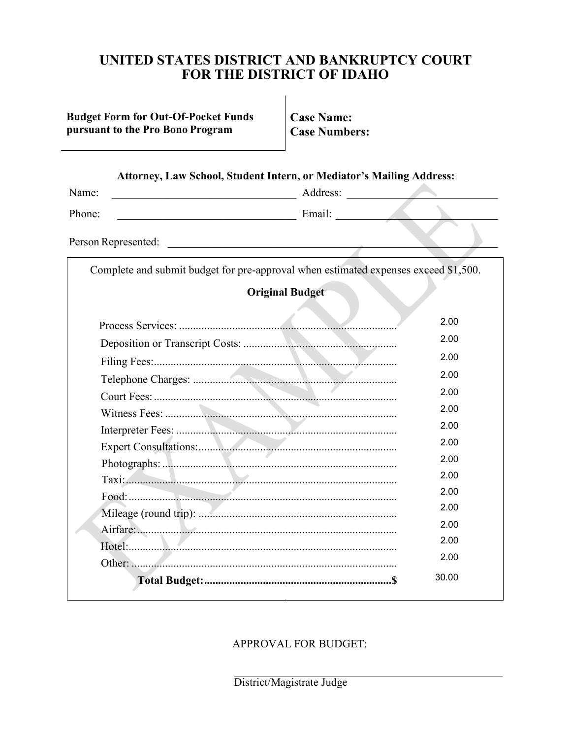# UNITED STATES DISTRICT AND BANKRUPTCY COURT FOR THE DISTRICT OF IDAHO

**Budget Form for Out-Of-Pocket Funds pursuant to the Pro Bono Program**

**Case Name:**
**Case Numbers:**

**Attorney, Law School, Student Intern, or Mediator's Mailing Address:**

Name: ______________________________ Address: ______________________________

Phone: ______________________________ Email: ______________________________

Person Represented: ______________________________________________________________

Complete and submit budget for pre-approval when estimated expenses exceed $1,500.

**Original Budget**

| | |
|---|---|
| Process Services: | 2.00 |
| Deposition or Transcript Costs: | 2.00 |
| Filing Fees: | 2.00 |
| Telephone Charges: | 2.00 |
| Court Fees: | 2.00 |
| Witness Fees: | 2.00 |
| Interpreter Fees: | 2.00 |
| Expert Consultations: | 2.00 |
| Photographs: | 2.00 |
| Taxi: | 2.00 |
| Food: | 2.00 |
| Mileage (round trip): | 2.00 |
| Airfare: | 2.00 |
| Hotel: | 2.00 |
| Other: | 2.00 |
| **Total Budget:..................$** | 30.00 |

EXAMPLE

APPROVAL FOR BUDGET:

______________________________________________

District/Magistrate Judge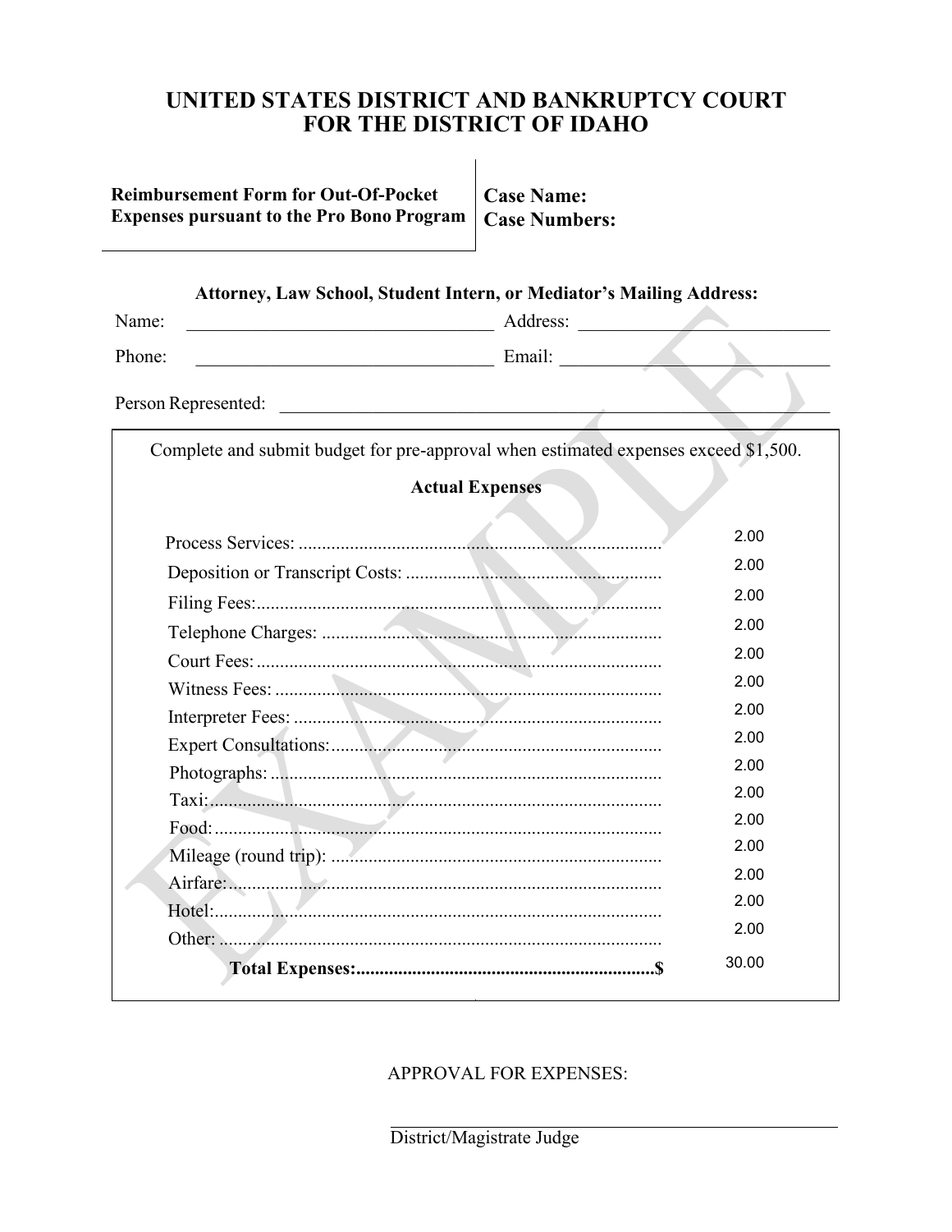# UNITED STATES DISTRICT AND BANKRUPTCY COURT FOR THE DISTRICT OF IDAHO

**Reimbursement Form for Out-Of-Pocket Expenses pursuant to the Pro Bono Program**

**Case Name:**
**Case Numbers:**

**Attorney, Law School, Student Intern, or Mediator's Mailing Address:**

Name: ______________________________ Address: ______________________________

Phone: ______________________________ Email: ______________________________

Person Represented: ______________________________________________________________

Complete and submit budget for pre-approval when estimated expenses exceed $1,500.

**Actual Expenses**

| | |
|---|---|
| Process Services: | 2.00 |
| Deposition or Transcript Costs: | 2.00 |
| Filing Fees: | 2.00 |
| Telephone Charges: | 2.00 |
| Court Fees: | 2.00 |
| Witness Fees: | 2.00 |
| Interpreter Fees: | 2.00 |
| Expert Consultations: | 2.00 |
| Photographs: | 2.00 |
| Taxi: | 2.00 |
| Food: | 2.00 |
| Mileage (round trip): | 2.00 |
| Airfare: | 2.00 |
| Hotel: | 2.00 |
| Other: | 2.00 |
| **Total Expenses:$** | 30.00 |

EXAMPLE

APPROVAL FOR EXPENSES:

______________________________________________
District/Magistrate Judge